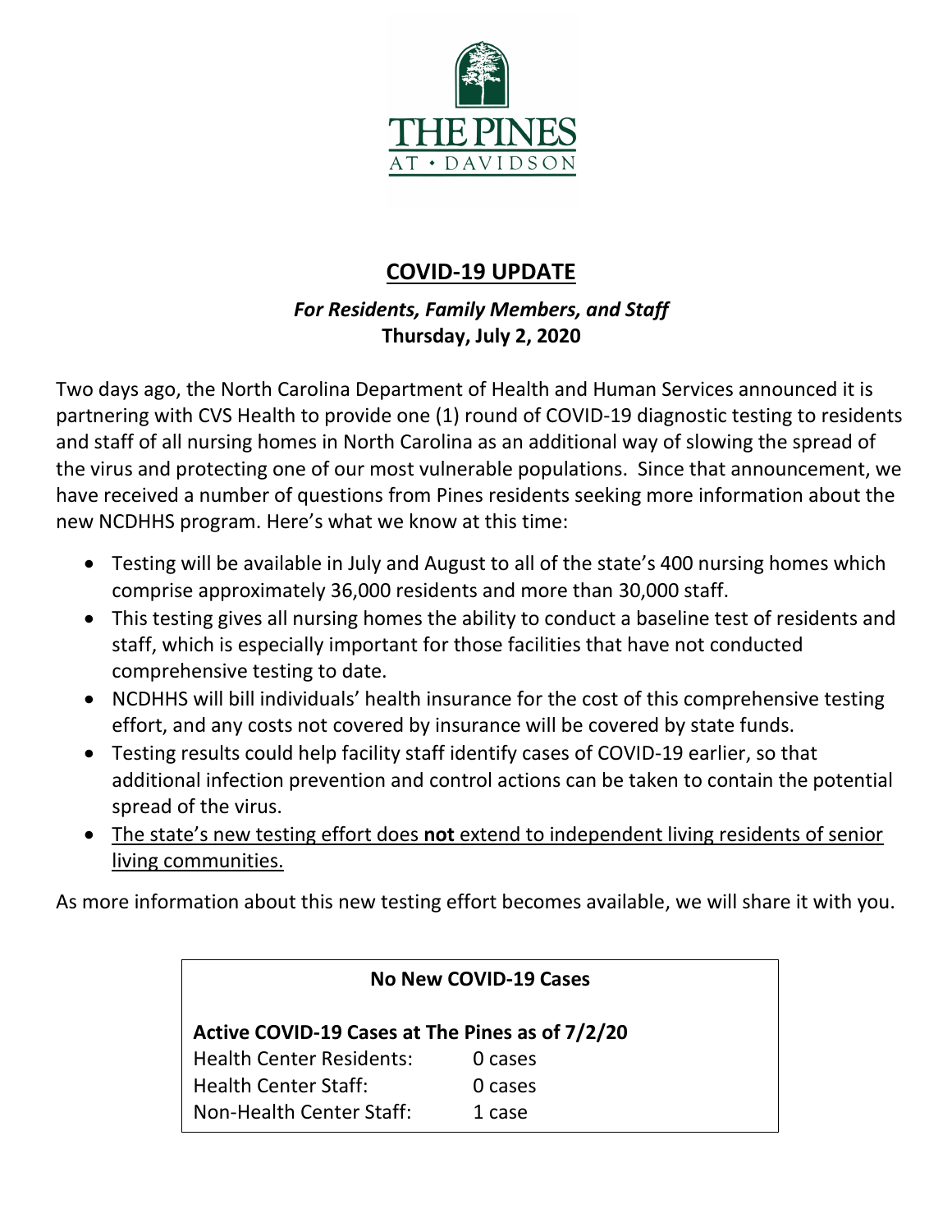THE PINES
AT • DAVIDSON

# COVID-19 UPDATE

***For Residents, Family Members, and Staff***
**Thursday, July 2, 2020**

Two days ago, the North Carolina Department of Health and Human Services announced it is partnering with CVS Health to provide one (1) round of COVID-19 diagnostic testing to residents and staff of all nursing homes in North Carolina as an additional way of slowing the spread of the virus and protecting one of our most vulnerable populations. Since that announcement, we have received a number of questions from Pines residents seeking more information about the new NCDHHS program. Here's what we know at this time:

- Testing will be available in July and August to all of the state's 400 nursing homes which comprise approximately 36,000 residents and more than 30,000 staff.
- This testing gives all nursing homes the ability to conduct a baseline test of residents and staff, which is especially important for those facilities that have not conducted comprehensive testing to date.
- NCDHHS will bill individuals' health insurance for the cost of this comprehensive testing effort, and any costs not covered by insurance will be covered by state funds.
- Testing results could help facility staff identify cases of COVID-19 earlier, so that additional infection prevention and control actions can be taken to contain the potential spread of the virus.
- The state's new testing effort does **not** extend to independent living residents of senior living communities.

As more information about this new testing effort becomes available, we will share it with you.

**No New COVID-19 Cases**

**Active COVID-19 Cases at The Pines as of 7/2/20**

| | |
|---|---|
| Health Center Residents: | 0 cases |
| Health Center Staff: | 0 cases |
| Non-Health Center Staff: | 1 case |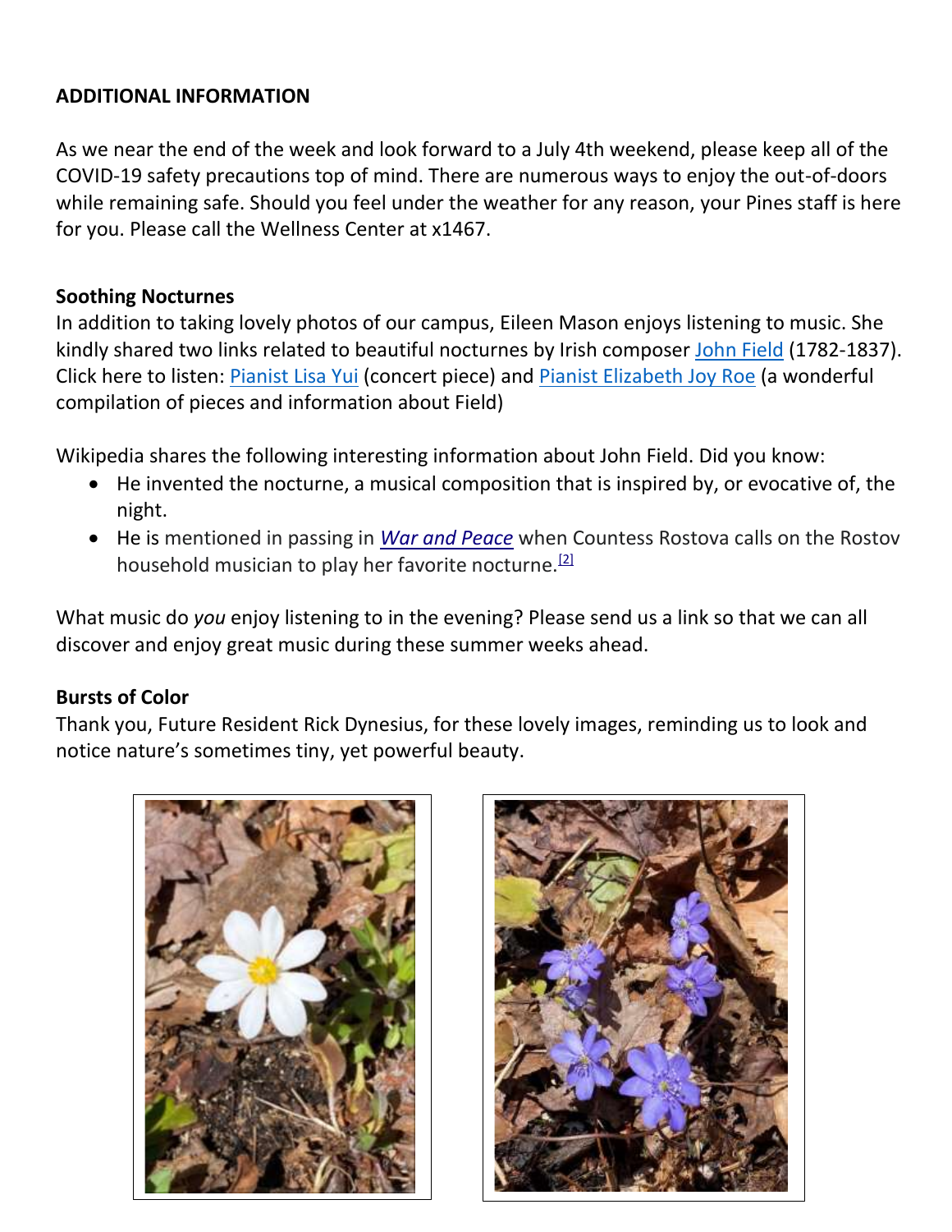**ADDITIONAL INFORMATION**

As we near the end of the week and look forward to a July 4th weekend, please keep all of the COVID-19 safety precautions top of mind. There are numerous ways to enjoy the out-of-doors while remaining safe. Should you feel under the weather for any reason, your Pines staff is here for you. Please call the Wellness Center at x1467.

**Soothing Nocturnes**

In addition to taking lovely photos of our campus, Eileen Mason enjoys listening to music. She kindly shared two links related to beautiful nocturnes by Irish composer John Field (1782-1837). Click here to listen: Pianist Lisa Yui (concert piece) and Pianist Elizabeth Joy Roe (a wonderful compilation of pieces and information about Field)

Wikipedia shares the following interesting information about John Field. Did you know:

- He invented the nocturne, a musical composition that is inspired by, or evocative of, the night.
- He is mentioned in passing in *War and Peace* when Countess Rostova calls on the Rostov household musician to play her favorite nocturne.[2]

What music do *you* enjoy listening to in the evening? Please send us a link so that we can all discover and enjoy great music during these summer weeks ahead.

**Bursts of Color**

Thank you, Future Resident Rick Dynesius, for these lovely images, reminding us to look and notice nature's sometimes tiny, yet powerful beauty.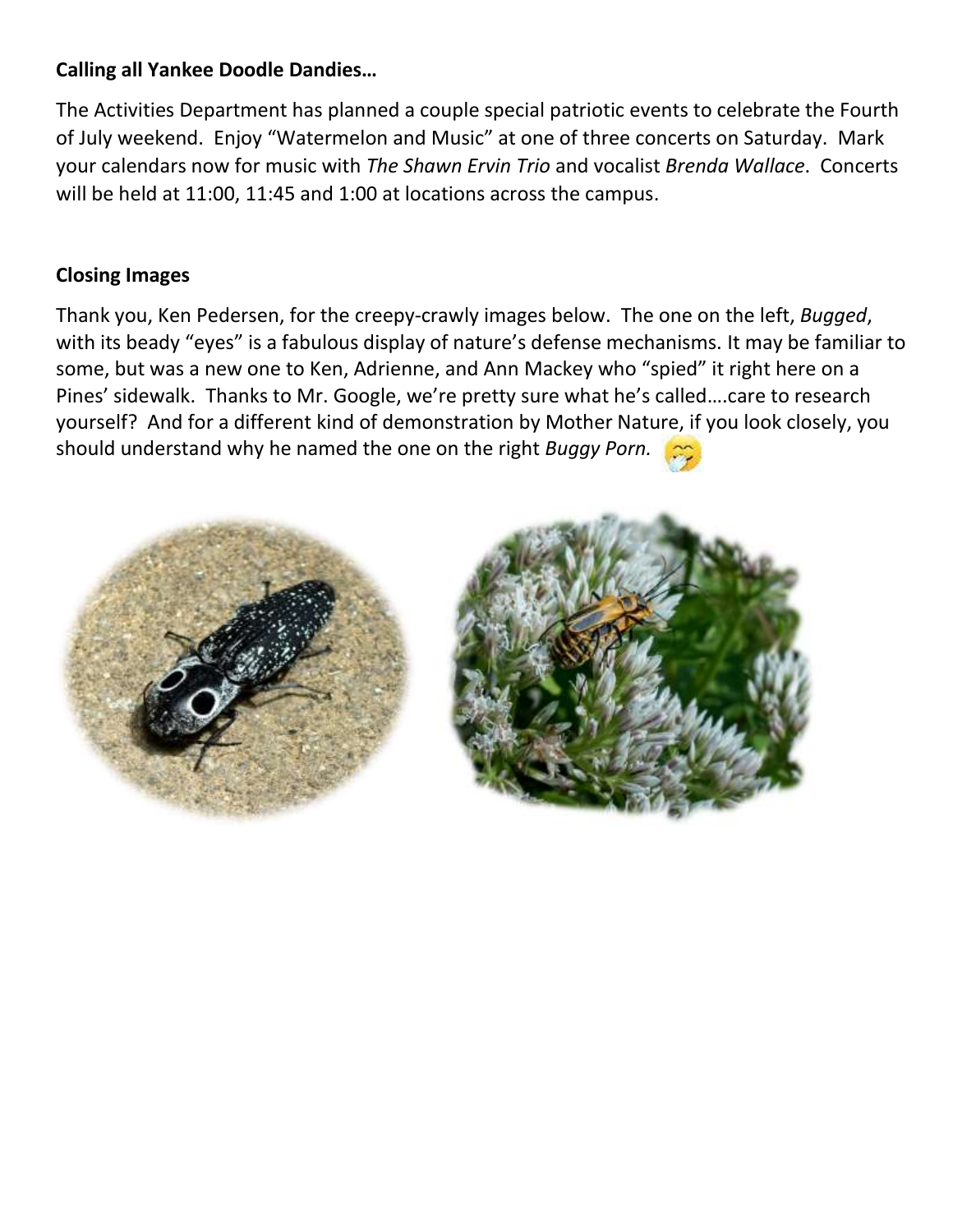**Calling all Yankee Doodle Dandies…**

The Activities Department has planned a couple special patriotic events to celebrate the Fourth of July weekend. Enjoy "Watermelon and Music" at one of three concerts on Saturday. Mark your calendars now for music with *The Shawn Ervin Trio* and vocalist *Brenda Wallace*. Concerts will be held at 11:00, 11:45 and 1:00 at locations across the campus.

**Closing Images**

Thank you, Ken Pedersen, for the creepy-crawly images below. The one on the left, *Bugged*, with its beady "eyes" is a fabulous display of nature's defense mechanisms. It may be familiar to some, but was a new one to Ken, Adrienne, and Ann Mackey who "spied" it right here on a Pines' sidewalk. Thanks to Mr. Google, we're pretty sure what he's called….care to research yourself? And for a different kind of demonstration by Mother Nature, if you look closely, you should understand why he named the one on the right *Buggy Porn.* 🤭